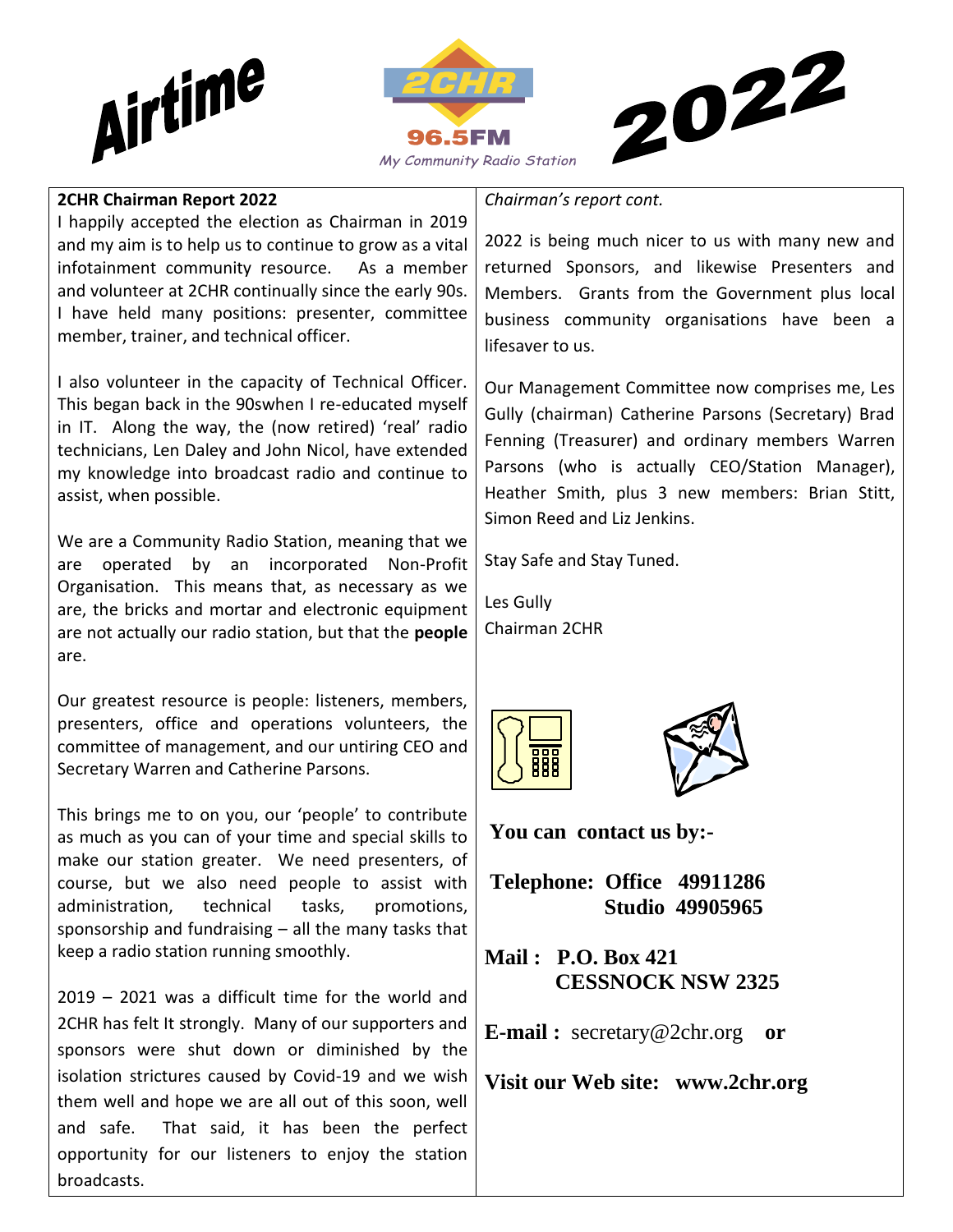# Airtime 2022

2CHR 96.5FM

*My Community Radio Station*

**2CHR Chairman Report 2022**

I happily accepted the election as Chairman in 2019 and my aim is to help us to continue to grow as a vital infotainment community resource. As a member and volunteer at 2CHR continually since the early 90s. I have held many positions: presenter, committee member, trainer, and technical officer.

I also volunteer in the capacity of Technical Officer. This began back in the 90swhen I re-educated myself in IT. Along the way, the (now retired) 'real' radio technicians, Len Daley and John Nicol, have extended my knowledge into broadcast radio and continue to assist, when possible.

We are a Community Radio Station, meaning that we are operated by an incorporated Non-Profit Organisation. This means that, as necessary as we are, the bricks and mortar and electronic equipment are not actually our radio station, but that the **people** are.

Our greatest resource is people: listeners, members, presenters, office and operations volunteers, the committee of management, and our untiring CEO and Secretary Warren and Catherine Parsons.

This brings me to on you, our 'people' to contribute as much as you can of your time and special skills to make our station greater. We need presenters, of course, but we also need people to assist with administration, technical tasks, promotions, sponsorship and fundraising – all the many tasks that keep a radio station running smoothly.

2019 – 2021 was a difficult time for the world and 2CHR has felt It strongly. Many of our supporters and sponsors were shut down or diminished by the isolation strictures caused by Covid-19 and we wish them well and hope we are all out of this soon, well and safe. That said, it has been the perfect opportunity for our listeners to enjoy the station broadcasts.

*Chairman's report cont.*

2022 is being much nicer to us with many new and returned Sponsors, and likewise Presenters and Members. Grants from the Government plus local business community organisations have been a lifesaver to us.

Our Management Committee now comprises me, Les Gully (chairman) Catherine Parsons (Secretary) Brad Fenning (Treasurer) and ordinary members Warren Parsons (who is actually CEO/Station Manager), Heather Smith, plus 3 new members: Brian Stitt, Simon Reed and Liz Jenkins.

Stay Safe and Stay Tuned.

Les Gully
Chairman 2CHR

**You can contact us by:-**

**Telephone: Office 49911286**
**Studio 49905965**

**Mail : P.O. Box 421**
**CESSNOCK NSW 2325**

**E-mail :** secretary@2chr.org **or**

**Visit our Web site: www.2chr.org**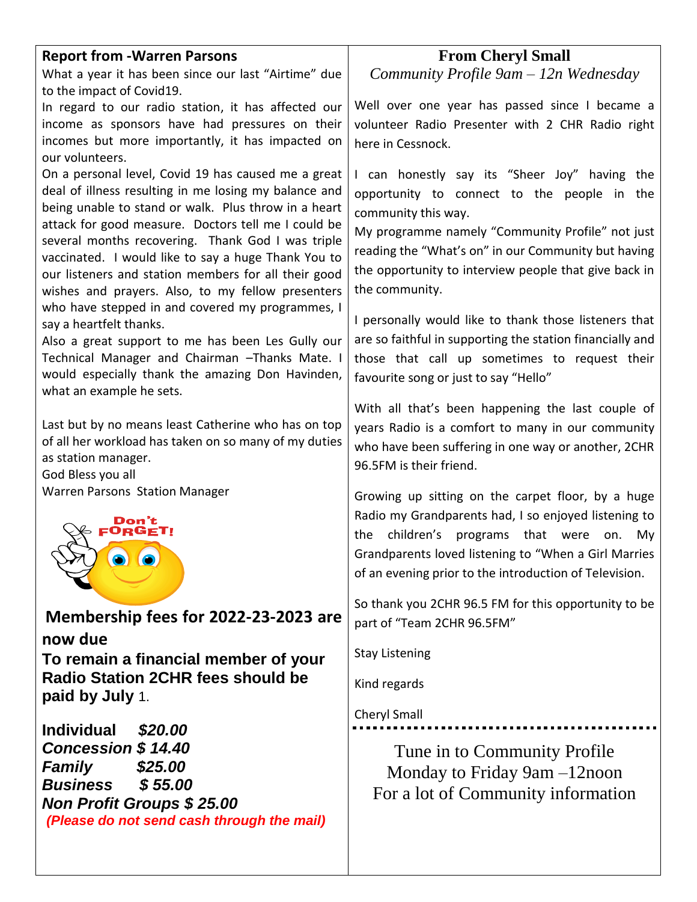## Report from -Warren Parsons

What a year it has been since our last "Airtime" due to the impact of Covid19.

In regard to our radio station, it has affected our income as sponsors have had pressures on their incomes but more importantly, it has impacted on our volunteers.

On a personal level, Covid 19 has caused me a great deal of illness resulting in me losing my balance and being unable to stand or walk. Plus throw in a heart attack for good measure. Doctors tell me I could be several months recovering. Thank God I was triple vaccinated. I would like to say a huge Thank You to our listeners and station members for all their good wishes and prayers. Also, to my fellow presenters who have stepped in and covered my programmes, I say a heartfelt thanks.

Also a great support to me has been Les Gully our Technical Manager and Chairman –Thanks Mate. I would especially thank the amazing Don Havinden, what an example he sets.

Last but by no means least Catherine who has on top of all her workload has taken on so many of my duties as station manager.

God Bless you all

Warren Parsons Station Manager

Don't FORGET!

**Membership fees for 2022-23-2023 are now due**

**To remain a financial member of your Radio Station 2CHR fees should be paid by July** 1.

***Individual $20.00***
***Concession $ 14.40***
***Family $25.00***
***Business $ 55.00***
***Non Profit Groups $ 25.00***

***(Please do not send cash through the mail)***

## From Cheryl Small

*Community Profile 9am – 12n Wednesday*

Well over one year has passed since I became a volunteer Radio Presenter with 2 CHR Radio right here in Cessnock.

I can honestly say its "Sheer Joy" having the opportunity to connect to the people in the community this way.

My programme namely "Community Profile" not just reading the "What's on" in our Community but having the opportunity to interview people that give back in the community.

I personally would like to thank those listeners that are so faithful in supporting the station financially and those that call up sometimes to request their favourite song or just to say "Hello"

With all that's been happening the last couple of years Radio is a comfort to many in our community who have been suffering in one way or another, 2CHR 96.5FM is their friend.

Growing up sitting on the carpet floor, by a huge Radio my Grandparents had, I so enjoyed listening to the children's programs that were on. My Grandparents loved listening to "When a Girl Marries of an evening prior to the introduction of Television.

So thank you 2CHR 96.5 FM for this opportunity to be part of "Team 2CHR 96.5FM"

Stay Listening

Kind regards

Cheryl Small

---

Tune in to Community Profile
Monday to Friday 9am –12noon
For a lot of Community information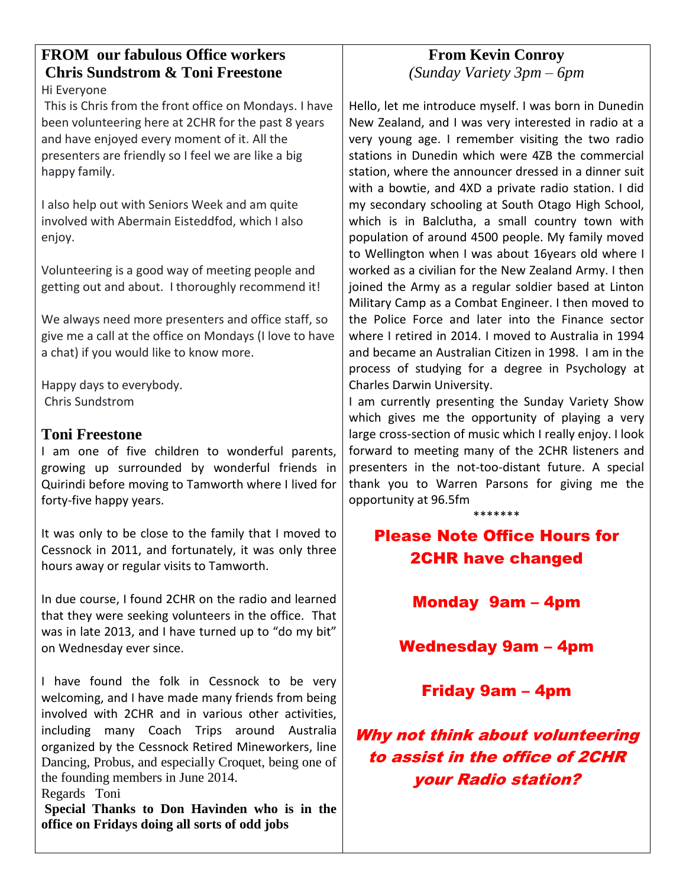## FROM our fabulous Office workers Chris Sundstrom & Toni Freestone

Hi Everyone

This is Chris from the front office on Mondays. I have been volunteering here at 2CHR for the past 8 years and have enjoyed every moment of it. All the presenters are friendly so I feel we are like a big happy family.

I also help out with Seniors Week and am quite involved with Abermain Eisteddfod, which I also enjoy.

Volunteering is a good way of meeting people and getting out and about. I thoroughly recommend it!

We always need more presenters and office staff, so give me a call at the office on Mondays (I love to have a chat) if you would like to know more.

Happy days to everybody.
Chris Sundstrom

### Toni Freestone

I am one of five children to wonderful parents, growing up surrounded by wonderful friends in Quirindi before moving to Tamworth where I lived for forty-five happy years.

It was only to be close to the family that I moved to Cessnock in 2011, and fortunately, it was only three hours away or regular visits to Tamworth.

In due course, I found 2CHR on the radio and learned that they were seeking volunteers in the office. That was in late 2013, and I have turned up to "do my bit" on Wednesday ever since.

I have found the folk in Cessnock to be very welcoming, and I have made many friends from being involved with 2CHR and in various other activities, including many Coach Trips around Australia organized by the Cessnock Retired Mineworkers, line Dancing, Probus, and especially Croquet, being one of the founding members in June 2014.

Regards Toni

**Special Thanks to Don Havinden who is in the office on Fridays doing all sorts of odd jobs**

## From Kevin Conroy

*(Sunday Variety 3pm – 6pm*

Hello, let me introduce myself. I was born in Dunedin New Zealand, and I was very interested in radio at a very young age. I remember visiting the two radio stations in Dunedin which were 4ZB the commercial station, where the announcer dressed in a dinner suit with a bowtie, and 4XD a private radio station. I did my secondary schooling at South Otago High School, which is in Balclutha, a small country town with population of around 4500 people. My family moved to Wellington when I was about 16years old where I worked as a civilian for the New Zealand Army. I then joined the Army as a regular soldier based at Linton Military Camp as a Combat Engineer. I then moved to the Police Force and later into the Finance sector where I retired in 2014. I moved to Australia in 1994 and became an Australian Citizen in 1998. I am in the process of studying for a degree in Psychology at Charles Darwin University.

I am currently presenting the Sunday Variety Show which gives me the opportunity of playing a very large cross-section of music which I really enjoy. I look forward to meeting many of the 2CHR listeners and presenters in the not-too-distant future. A special thank you to Warren Parsons for giving me the opportunity at 96.5fm

\*\*\*\*\*\*\*

**Please Note Office Hours for 2CHR have changed**

**Monday 9am – 4pm**

**Wednesday 9am – 4pm**

**Friday 9am – 4pm**

***Why not think about volunteering to assist in the office of 2CHR your Radio station?***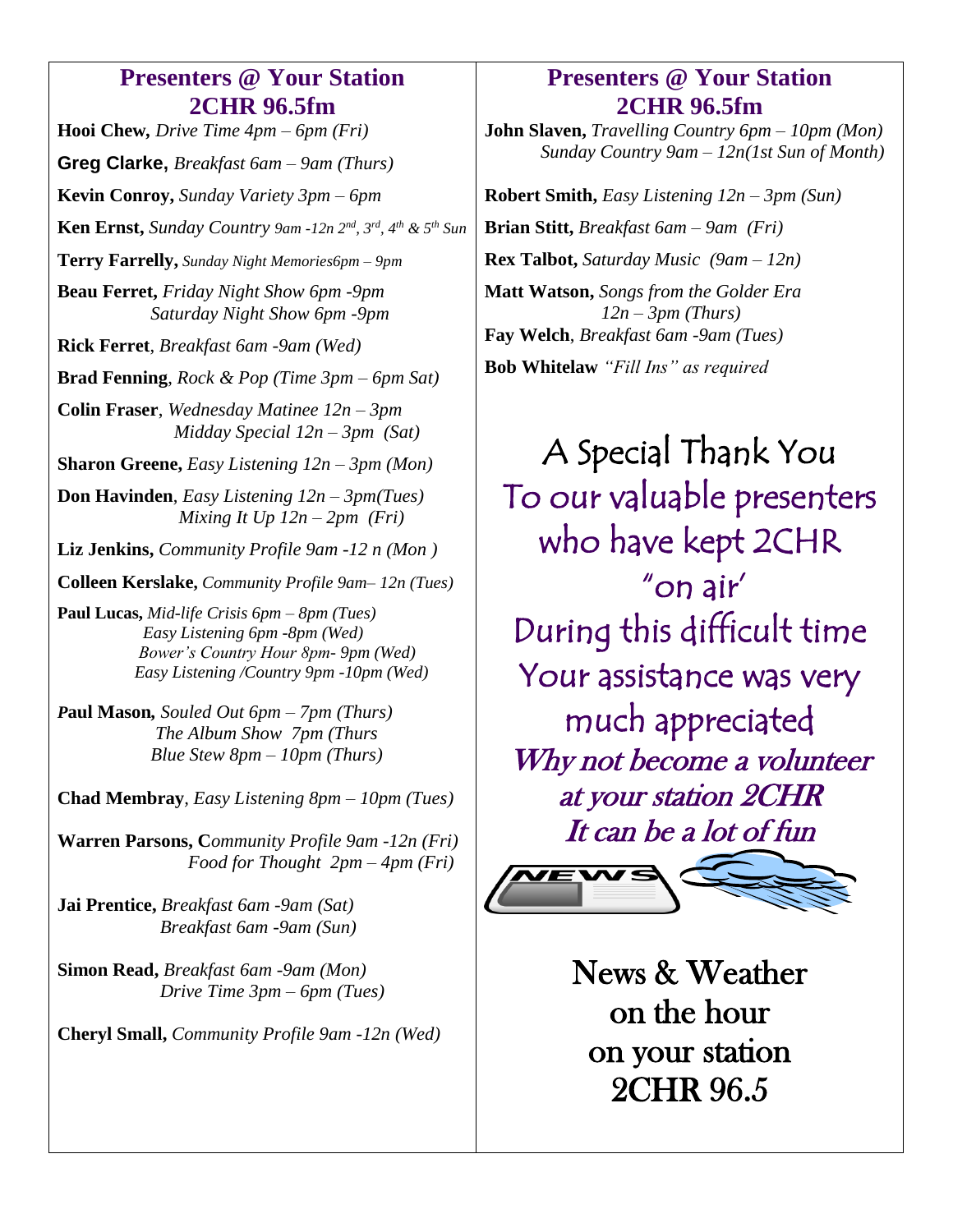## Presenters @ Your Station 2CHR 96.5fm

**Hooi Chew,** *Drive Time 4pm – 6pm (Fri)*

**Greg Clarke,** *Breakfast 6am – 9am (Thurs)*

**Kevin Conroy,** *Sunday Variety 3pm – 6pm*

**Ken Ernst,** *Sunday Country 9am -12n 2nd, 3rd, 4th & 5th Sun*

**Terry Farrelly,** *Sunday Night Memories6pm – 9pm*

**Beau Ferret,** *Friday Night Show 6pm -9pm*
*Saturday Night Show 6pm -9pm*

**Rick Ferret**, *Breakfast 6am -9am (Wed)*

**Brad Fenning**, *Rock & Pop (Time 3pm – 6pm Sat)*

**Colin Fraser**, *Wednesday Matinee 12n – 3pm*
*Midday Special 12n – 3pm (Sat)*

**Sharon Greene,** *Easy Listening 12n – 3pm (Mon)*

**Don Havinden**, *Easy Listening 12n – 3pm(Tues)*
*Mixing It Up 12n – 2pm (Fri)*

**Liz Jenkins,** *Community Profile 9am -12 n (Mon )*

**Colleen Kerslake,** *Community Profile 9am– 12n (Tues)*

**Paul Lucas,** *Mid-life Crisis 6pm – 8pm (Tues)*
*Easy Listening 6pm -8pm (Wed)*
*Bower's Country Hour 8pm- 9pm (Wed)*
*Easy Listening /Country 9pm -10pm (Wed)*

**Paul Mason,** *Souled Out 6pm – 7pm (Thurs)*
*The Album Show 7pm (Thurs*
*Blue Stew 8pm – 10pm (Thurs)*

**Chad Membray**, *Easy Listening 8pm – 10pm (Tues)*

**Warren Parsons,** *Community Profile 9am -12n (Fri)*
*Food for Thought 2pm – 4pm (Fri)*

**Jai Prentice,** *Breakfast 6am -9am (Sat)*
*Breakfast 6am -9am (Sun)*

**Simon Read,** *Breakfast 6am -9am (Mon)*
*Drive Time 3pm – 6pm (Tues)*

**Cheryl Small,** *Community Profile 9am -12n (Wed)*

## Presenters @ Your Station 2CHR 96.5fm

**John Slaven,** *Travelling Country 6pm – 10pm (Mon)*
*Sunday Country 9am – 12n(1st Sun of Month)*

**Robert Smith,** *Easy Listening 12n – 3pm (Sun)*

**Brian Stitt,** *Breakfast 6am – 9am (Fri)*

**Rex Talbot,** *Saturday Music (9am – 12n)*

**Matt Watson,** *Songs from the Golder Era*
*12n – 3pm (Thurs)*

**Fay Welch**, *Breakfast 6am -9am (Tues)*

**Bob Whitelaw** *"Fill Ins" as required*

A Special Thank You
To our valuable presenters
who have kept 2CHR
"on air'
During this difficult time
Your assistance was very
much appreciated

*Why not become a volunteer*
*at your station 2CHR*
*It can be a lot of fun*

NEWS

News & Weather
on the hour
on your station
2CHR 96.5